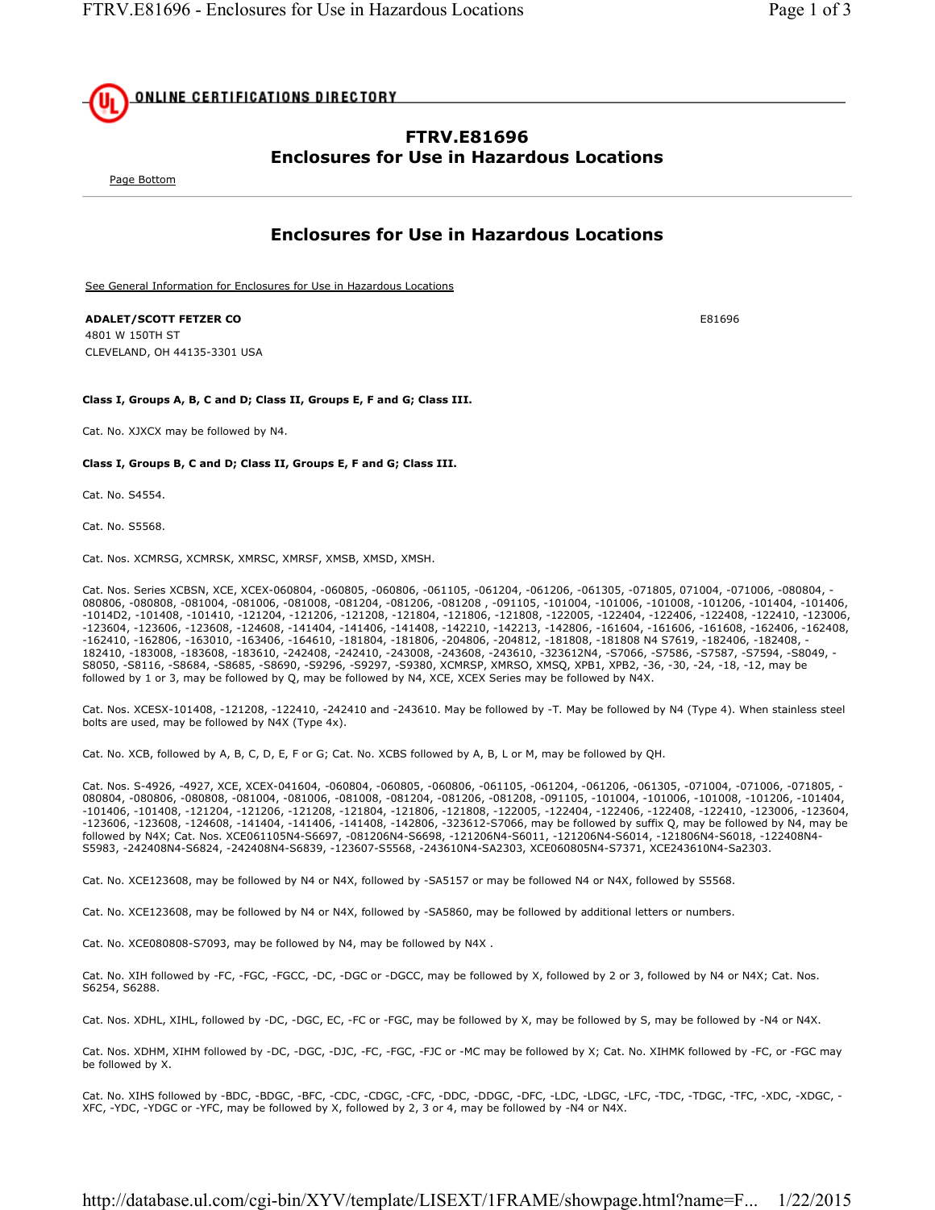ONLINE CERTIFICATIONS DIRECTORY

# FTRV.E81696
# Enclosures for Use in Hazardous Locations

Page Bottom

## Enclosures for Use in Hazardous Locations

See General Information for Enclosures for Use in Hazardous Locations

**ADALET/SCOTT FETZER CO**
4801 W 150TH ST
CLEVELAND, OH 44135-3301 USA

E81696

**Class I, Groups A, B, C and D; Class II, Groups E, F and G; Class III.**

Cat. No. XJXCX may be followed by N4.

**Class I, Groups B, C and D; Class II, Groups E, F and G; Class III.**

Cat. No. S4554.

Cat. No. S5568.

Cat. Nos. XCMRSG, XCMRSK, XMRSC, XMRSF, XMSB, XMSD, XMSH.

Cat. Nos. Series XCBSN, XCE, XCEX-060804, -060805, -060806, -061105, -061204, -061206, -061305, -071805, 071004, -071006, -080804, -080806, -080808, -081004, -081006, -081008, -081204, -081206, -081208 , -091105, -101004, -101006, -101008, -101206, -101404, -101406, -1014D2, -101408, -101410, -121204, -121206, -121208, -121804, -121806, -121808, -122005, -122404, -122406, -122408, -122410, -123006, -123604, -123606, -123608, -124608, -141404, -141406, -141408, -142210, -142213, -142806, -161604, -161606, -161608, -162406, -162408, -162410, -162806, -163010, -163406, -164610, -181804, -181806, -204806, -204812, -181808, -181808 N4 S7619, -182406, -182408, -182410, -183008, -183608, -183610, -242408, -242410, -243008, -243608, -243610, -323612N4, -S7066, -S7586, -S7587, -S7594, -S8049, -S8050, -S8116, -S8684, -S8685, -S8690, -S9296, -S9297, -S9380, XCMRSP, XMRSO, XMSQ, XPB1, XPB2, -36, -30, -24, -18, -12, may be followed by 1 or 3, may be followed by Q, may be followed by N4, XCE, XCEX Series may be followed by N4X.

Cat. Nos. XCESX-101408, -121208, -122410, -242410 and -243610. May be followed by -T. May be followed by N4 (Type 4). When stainless steel bolts are used, may be followed by N4X (Type 4x).

Cat. No. XCB, followed by A, B, C, D, E, F or G; Cat. No. XCBS followed by A, B, L or M, may be followed by QH.

Cat. Nos. S-4926, -4927, XCE, XCEX-041604, -060804, -060805, -060806, -061105, -061204, -061206, -061305, -071004, -071006, -071805, -080804, -080806, -080808, -081004, -081006, -081008, -081204, -081206, -081208, -091105, -101004, -101006, -101008, -101206, -101404, -101406, -101408, -121204, -121206, -121208, -121804, -121806, -121808, -122005, -122404, -122406, -122408, -122410, -123006, -123604, -123606, -123608, -124608, -141404, -141406, -141408, -142806, -323612-S7066, may be followed by suffix Q, may be followed by N4, may be followed by N4X; Cat. Nos. XCE061105N4-S6697, -081206N4-S6698, -121206N4-S6011, -121206N4-S6014, -121806N4-S6018, -122408N4-S5983, -242408N4-S6824, -242408N4-S6839, -123607-S5568, -243610N4-SA2303, XCE060805N4-S7371, XCE243610N4-Sa2303.

Cat. No. XCE123608, may be followed by N4 or N4X, followed by -SA5157 or may be followed N4 or N4X, followed by S5568.

Cat. No. XCE123608, may be followed by N4 or N4X, followed by -SA5860, may be followed by additional letters or numbers.

Cat. No. XCE080808-S7093, may be followed by N4, may be followed by N4X .

Cat. No. XIH followed by -FC, -FGC, -FGCC, -DC, -DGC or -DGCC, may be followed by X, followed by 2 or 3, followed by N4 or N4X; Cat. Nos. S6254, S6288.

Cat. Nos. XDHL, XIHL, followed by -DC, -DGC, EC, -FC or -FGC, may be followed by X, may be followed by S, may be followed by -N4 or N4X.

Cat. Nos. XDHM, XIHM followed by -DC, -DGC, -DJC, -FC, -FGC, -FJC or -MC may be followed by X; Cat. No. XIHMK followed by -FC, or -FGC may be followed by X.

Cat. No. XIHS followed by -BDC, -BDGC, -BFC, -CDC, -CDGC, -CFC, -DDC, -DDGC, -DFC, -LDC, -LDGC, -LFC, -TDC, -TDGC, -TFC, -XDC, -XDGC, -XFC, -YDC, -YDGC or -YFC, may be followed by X, followed by 2, 3 or 4, may be followed by -N4 or N4X.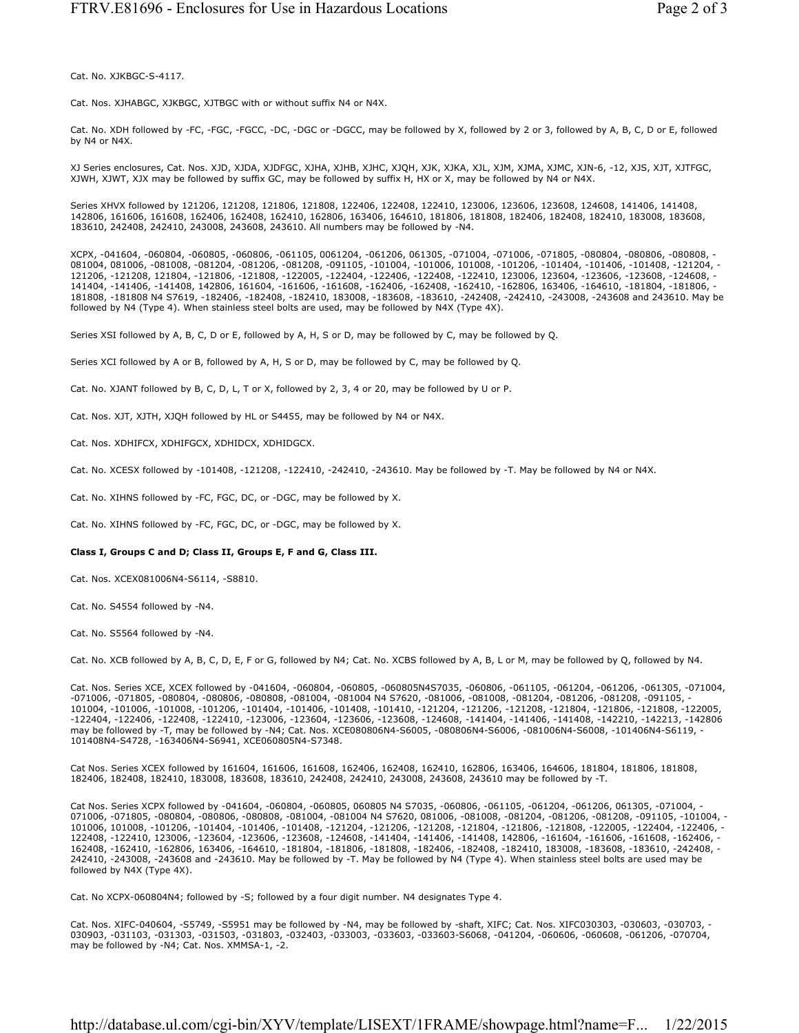Cat. No. XJKBGC-S-4117.

Cat. Nos. XJHABGC, XJKBGC, XJTBGC with or without suffix N4 or N4X.

Cat. No. XDH followed by -FC, -FGC, -FGCC, -DC, -DGC or -DGCC, may be followed by X, followed by 2 or 3, followed by A, B, C, D or E, followed by N4 or N4X.

XJ Series enclosures, Cat. Nos. XJD, XJDA, XJDFGC, XJHA, XJHB, XJHC, XJQH, XJK, XJKA, XJL, XJM, XJMA, XJMC, XJN-6, -12, XJS, XJT, XJTFGC, XJWH, XJWT, XJX may be followed by suffix GC, may be followed by suffix H, HX or X, may be followed by N4 or N4X.

Series XHVX followed by 121206, 121208, 121806, 121808, 122406, 122408, 122410, 123006, 123606, 123608, 124608, 141406, 141408, 142806, 161606, 161608, 162406, 162408, 162410, 162806, 163406, 164610, 181806, 181808, 182406, 182408, 182410, 183008, 183608, 183610, 242408, 242410, 243008, 243608, 243610. All numbers may be followed by -N4.

XCPX, -041604, -060804, -060805, -060806, -061105, 0061204, -061206, 061305, -071004, -071006, -071805, -080804, -080806, -080808, -081004, 081006, -081008, -081204, -081206, -081208, -091105, -101004, -101006, 101008, -101206, -101404, -101406, -101408, -121204, -121206, -121208, 121804, -121806, -121808, -122005, -122404, -122406, -122408, -122410, 123006, 123604, -123606, -123608, -124608, -141404, -141406, -141408, 142806, 161604, -161606, -161608, -162406, -162408, -162410, -162806, 163406, -164610, -181804, -181806, -181808, -181808 N4 S7619, -182406, -182408, -182410, 183008, -183608, -183610, -242408, -242410, -243008, -243608 and 243610. May be followed by N4 (Type 4). When stainless steel bolts are used, may be followed by N4X (Type 4X).

Series XSI followed by A, B, C, D or E, followed by A, H, S or D, may be followed by C, may be followed by Q.

Series XCI followed by A or B, followed by A, H, S or D, may be followed by C, may be followed by Q.

Cat. No. XJANT followed by B, C, D, L, T or X, followed by 2, 3, 4 or 20, may be followed by U or P.

Cat. Nos. XJT, XJTH, XJQH followed by HL or S4455, may be followed by N4 or N4X.

Cat. Nos. XDHIFCX, XDHIFGCX, XDHIDCX, XDHIDGCX.

Cat. No. XCESX followed by -101408, -121208, -122410, -242410, -243610. May be followed by -T. May be followed by N4 or N4X.

Cat. No. XIHNS followed by -FC, FGC, DC, or -DGC, may be followed by X.

Cat. No. XIHNS followed by -FC, FGC, DC, or -DGC, may be followed by X.

**Class I, Groups C and D; Class II, Groups E, F and G, Class III.**

Cat. Nos. XCEX081006N4-S6114, -S8810.

Cat. No. S4554 followed by -N4.

Cat. No. S5564 followed by -N4.

Cat. No. XCB followed by A, B, C, D, E, F or G, followed by N4; Cat. No. XCBS followed by A, B, L or M, may be followed by Q, followed by N4.

Cat. Nos. Series XCE, XCEX followed by -041604, -060804, -060805, -060805N4S7035, -060806, -061105, -061204, -061206, -061305, -071004, -071006, -071805, -080804, -080806, -080808, -081004, -081004 N4 S7620, -081006, -081008, -081204, -081206, -081208, -091105, -101004, -101006, -101008, -101206, -101404, -101406, -101408, -101410, -121204, -121206, -121208, -121804, -121806, -121808, -122005, -122404, -122406, -122408, -122410, -123006, -123604, -123606, -123608, -124608, -141404, -141406, -141408, -142210, -142213, -142806 may be followed by -T, may be followed by -N4; Cat. Nos. XCE080806N4-S6005, -080806N4-S6006, -081006N4-S6008, -101406N4-S6119, -101408N4-S4728, -163406N4-S6941, XCE060805N4-S7348.

Cat Nos. Series XCEX followed by 161604, 161606, 161608, 162406, 162408, 162410, 162806, 163406, 164606, 181804, 181806, 181808, 182406, 182408, 182410, 183008, 183608, 183610, 242408, 242410, 243008, 243608, 243610 may be followed by -T.

Cat Nos. Series XCPX followed by -041604, -060804, -060805, 060805 N4 S7035, -060806, -061105, -061204, -061206, 061305, -071004, -071006, -071805, -080804, -080806, -080808, -081004, -081004 N4 S7620, 081006, -081008, -081204, -081206, -081208, -091105, -101004, -101006, 101008, -101206, -101404, -101406, -101408, -121204, -121206, -121208, -121804, -121806, -121808, -122005, -122404, -122406, -122408, -122410, 123006, -123604, -123606, -123608, -124608, -141404, -141406, -141408, 142806, -161604, -161606, -161608, -162406, -162408, -162410, -162806, 163406, -164610, -181804, -181806, -181808, -182406, -182408, -182410, 183008, -183608, -183610, -242408, -242410, -243008, -243608 and -243610. May be followed by -T. May be followed by N4 (Type 4). When stainless steel bolts are used may be followed by N4X (Type 4X).

Cat. No XCPX-060804N4; followed by -S; followed by a four digit number. N4 designates Type 4.

Cat. Nos. XIFC-040604, -S5749, -S5951 may be followed by -N4, may be followed by -shaft, XIFC; Cat. Nos. XIFC030303, -030603, -030703, -030903, -031103, -031303, -031503, -031803, -032403, -033003, -033603, -033603-S6068, -041204, -060606, -060608, -061206, -070704, may be followed by -N4; Cat. Nos. XMMSA-1, -2.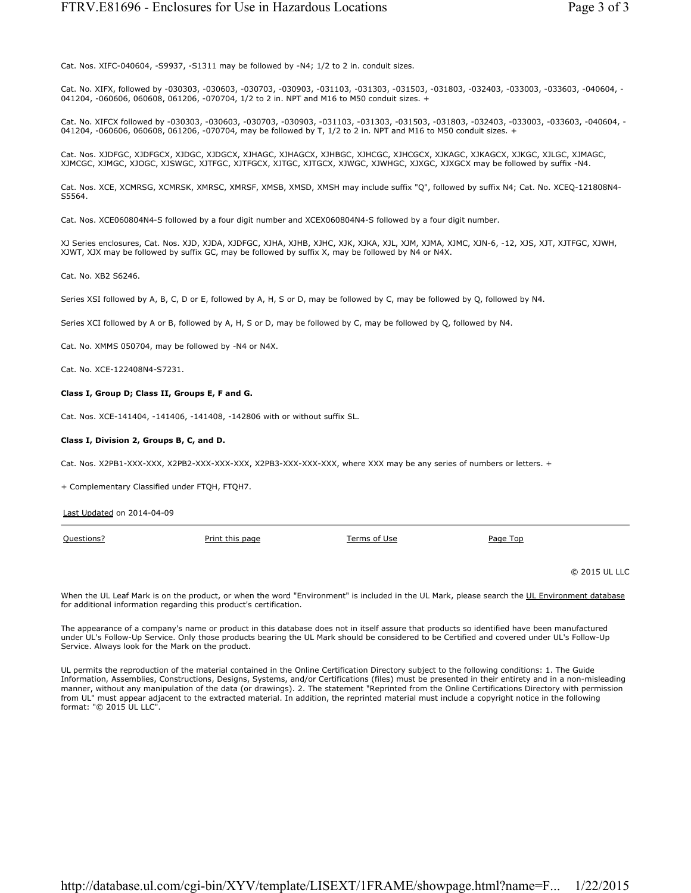Cat. Nos. XIFC-040604, -S9937, -S1311 may be followed by -N4; 1/2 to 2 in. conduit sizes.

Cat. No. XIFX, followed by -030303, -030603, -030703, -030903, -031103, -031303, -031503, -031803, -032403, -033003, -033603, -040604, -041204, -060606, 060608, 061206, -070704, 1/2 to 2 in. NPT and M16 to M50 conduit sizes. +

Cat. No. XIFCX followed by -030303, -030603, -030703, -030903, -031103, -031303, -031503, -031803, -032403, -033003, -033603, -040604, -041204, -060606, 060608, 061206, -070704, may be followed by T, 1/2 to 2 in. NPT and M16 to M50 conduit sizes. +

Cat. Nos. XJDFGC, XJDFGCX, XJDGC, XJDGCX, XJHAGC, XJHAGCX, XJHBGC, XJHCGC, XJHCGCX, XJKAGC, XJKAGCX, XJKGC, XJLGC, XJMAGC, XJMCGC, XJMGC, XJOGC, XJSWGC, XJTFGC, XJTFGCX, XJTGC, XJTGCX, XJWGC, XJWHGC, XJXGC, XJXGCX may be followed by suffix -N4.

Cat. Nos. XCE, XCMRSG, XCMRSK, XMRSC, XMRSF, XMSB, XMSD, XMSH may include suffix "Q", followed by suffix N4; Cat. No. XCEQ-121808N4-S5564.

Cat. Nos. XCE060804N4-S followed by a four digit number and XCEX060804N4-S followed by a four digit number.

XJ Series enclosures, Cat. Nos. XJD, XJDA, XJDFGC, XJHA, XJHB, XJHC, XJK, XJKA, XJL, XJM, XJMA, XJMC, XJN-6, -12, XJS, XJT, XJTFGC, XJWH, XJWT, XJX may be followed by suffix GC, may be followed by suffix X, may be followed by N4 or N4X.

Cat. No. XB2 S6246.

Series XSI followed by A, B, C, D or E, followed by A, H, S or D, may be followed by C, may be followed by Q, followed by N4.

Series XCI followed by A or B, followed by A, H, S or D, may be followed by C, may be followed by Q, followed by N4.

Cat. No. XMMS 050704, may be followed by -N4 or N4X.

Cat. No. XCE-122408N4-S7231.

**Class I, Group D; Class II, Groups E, F and G.**

Cat. Nos. XCE-141404, -141406, -141408, -142806 with or without suffix SL.

**Class I, Division 2, Groups B, C, and D.**

Cat. Nos. X2PB1-XXX-XXX, X2PB2-XXX-XXX-XXX, X2PB3-XXX-XXX-XXX, where XXX may be any series of numbers or letters. +

+ Complementary Classified under FTQH, FTQH7.

Last Updated on 2014-04-09

Questions? | Print this page | Terms of Use | Page Top

© 2015 UL LLC

When the UL Leaf Mark is on the product, or when the word "Environment" is included in the UL Mark, please search the UL Environment database for additional information regarding this product's certification.

The appearance of a company's name or product in this database does not in itself assure that products so identified have been manufactured under UL's Follow-Up Service. Only those products bearing the UL Mark should be considered to be Certified and covered under UL's Follow-Up Service. Always look for the Mark on the product.

UL permits the reproduction of the material contained in the Online Certification Directory subject to the following conditions: 1. The Guide Information, Assemblies, Constructions, Designs, Systems, and/or Certifications (files) must be presented in their entirety and in a non-misleading manner, without any manipulation of the data (or drawings). 2. The statement "Reprinted from the Online Certifications Directory with permission from UL" must appear adjacent to the extracted material. In addition, the reprinted material must include a copyright notice in the following format: "© 2015 UL LLC".